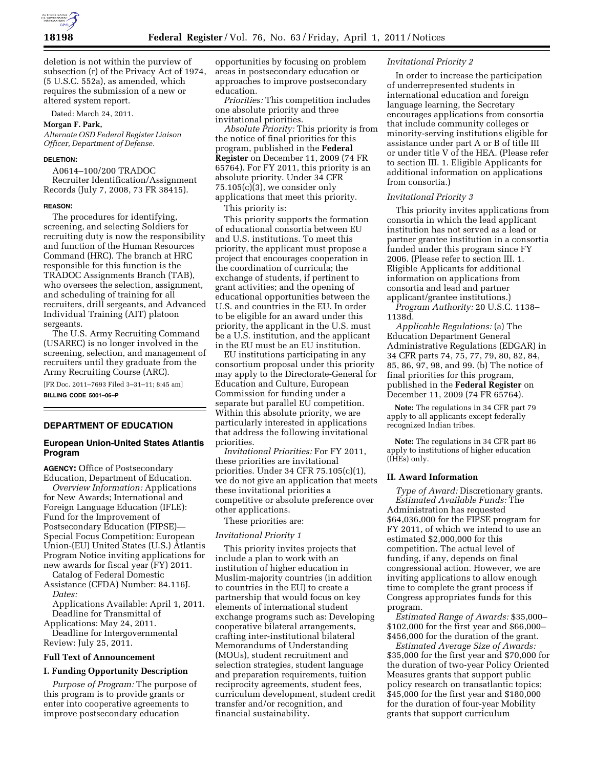deletion is not within the purview of subsection (r) of the Privacy Act of 1974, (5 U.S.C. 552a), as amended, which requires the submission of a new or altered system report.

Dated: March 24, 2011.

**Morgan F. Park,**

*Alternate OSD Federal Register Liaison Officer, Department of Defense.*

**DELETION:**

A0614–100/200 TRADOC

Recruiter Identification/Assignment Records (July 7, 2008, 73 FR 38415).

**REASON:**

The procedures for identifying, screening, and selecting Soldiers for recruiting duty is now the responsibility and function of the Human Resources Command (HRC). The branch at HRC responsible for this function is the TRADOC Assignments Branch (TAB), who oversees the selection, assignment, and scheduling of training for all recruiters, drill sergeants, and Advanced Individual Training (AIT) platoon sergeants.

The U.S. Army Recruiting Command (USAREC) is no longer involved in the screening, selection, and management of recruiters until they graduate from the Army Recruiting Course (ARC).

[FR Doc. 2011–7693 Filed 3–31–11; 8:45 am]

**BILLING CODE 5001–06–P**

## DEPARTMENT OF EDUCATION

### European Union-United States Atlantis Program

**AGENCY:** Office of Postsecondary Education, Department of Education.

*Overview Information:* Applications for New Awards; International and Foreign Language Education (IFLE): Fund for the Improvement of Postsecondary Education (FIPSE)—Special Focus Competition: European Union-(EU) United States (U.S.) Atlantis Program Notice inviting applications for new awards for fiscal year (FY) 2011.

Catalog of Federal Domestic Assistance (CFDA) Number: 84.116J.

*Dates:*

Applications Available: April 1, 2011.

Deadline for Transmittal of Applications: May 24, 2011.

Deadline for Intergovernmental Review: July 25, 2011.

### Full Text of Announcement

### I. Funding Opportunity Description

*Purpose of Program:* The purpose of this program is to provide grants or enter into cooperative agreements to improve postsecondary education opportunities by focusing on problem areas in postsecondary education or approaches to improve postsecondary education.

*Priorities:* This competition includes one absolute priority and three invitational priorities.

*Absolute Priority:* This priority is from the notice of final priorities for this program, published in the **Federal Register** on December 11, 2009 (74 FR 65764). For FY 2011, this priority is an absolute priority. Under 34 CFR 75.105(c)(3), we consider only applications that meet this priority.

This priority is:

This priority supports the formation of educational consortia between EU and U.S. institutions. To meet this priority, the applicant must propose a project that encourages cooperation in the coordination of curricula; the exchange of students, if pertinent to grant activities; and the opening of educational opportunities between the U.S. and countries in the EU. In order to be eligible for an award under this priority, the applicant in the U.S. must be a U.S. institution, and the applicant in the EU must be an EU institution.

EU institutions participating in any consortium proposal under this priority may apply to the Directorate-General for Education and Culture, European Commission for funding under a separate but parallel EU competition. Within this absolute priority, we are particularly interested in applications that address the following invitational priorities.

*Invitational Priorities:* For FY 2011, these priorities are invitational priorities. Under 34 CFR 75.105(c)(1), we do not give an application that meets these invitational priorities a competitive or absolute preference over other applications.

These priorities are:

*Invitational Priority 1*

This priority invites projects that include a plan to work with an institution of higher education in Muslim-majority countries (in addition to countries in the EU) to create a partnership that would focus on key elements of international student exchange programs such as: Developing cooperative bilateral arrangements, crafting inter-institutional bilateral Memorandums of Understanding (MOUs), student recruitment and selection strategies, student language and preparation requirements, tuition reciprocity agreements, student fees, curriculum development, student credit transfer and/or recognition, and financial sustainability.

*Invitational Priority 2*

In order to increase the participation of underrepresented students in international education and foreign language learning, the Secretary encourages applications from consortia that include community colleges or minority-serving institutions eligible for assistance under part A or B of title III or under title V of the HEA. (Please refer to section III. 1. Eligible Applicants for additional information on applications from consortia.)

*Invitational Priority 3*

This priority invites applications from consortia in which the lead applicant institution has not served as a lead or partner grantee institution in a consortia funded under this program since FY 2006. (Please refer to section III. 1. Eligible Applicants for additional information on applications from consortia and lead and partner applicant/grantee institutions.)

*Program Authority:* 20 U.S.C. 1138–1138d.

*Applicable Regulations:* (a) The Education Department General Administrative Regulations (EDGAR) in 34 CFR parts 74, 75, 77, 79, 80, 82, 84, 85, 86, 97, 98, and 99. (b) The notice of final priorities for this program, published in the **Federal Register** on December 11, 2009 (74 FR 65764).

**Note:** The regulations in 34 CFR part 79 apply to all applicants except federally recognized Indian tribes.

**Note:** The regulations in 34 CFR part 86 apply to institutions of higher education (IHEs) only.

### II. Award Information

*Type of Award:* Discretionary grants.

*Estimated Available Funds:* The Administration has requested $64,036,000 for the FIPSE program for FY 2011, of which we intend to use an estimated $2,000,000 for this competition. The actual level of funding, if any, depends on final congressional action. However, we are inviting applications to allow enough time to complete the grant process if Congress appropriates funds for this program.

*Estimated Range of Awards:* $35,000–$102,000 for the first year and $66,000–$456,000 for the duration of the grant.

*Estimated Average Size of Awards:* $35,000 for the first year and $70,000 for the duration of two-year Policy Oriented Measures grants that support public policy research on transatlantic topics; $45,000 for the first year and $180,000 for the duration of four-year Mobility grants that support curriculum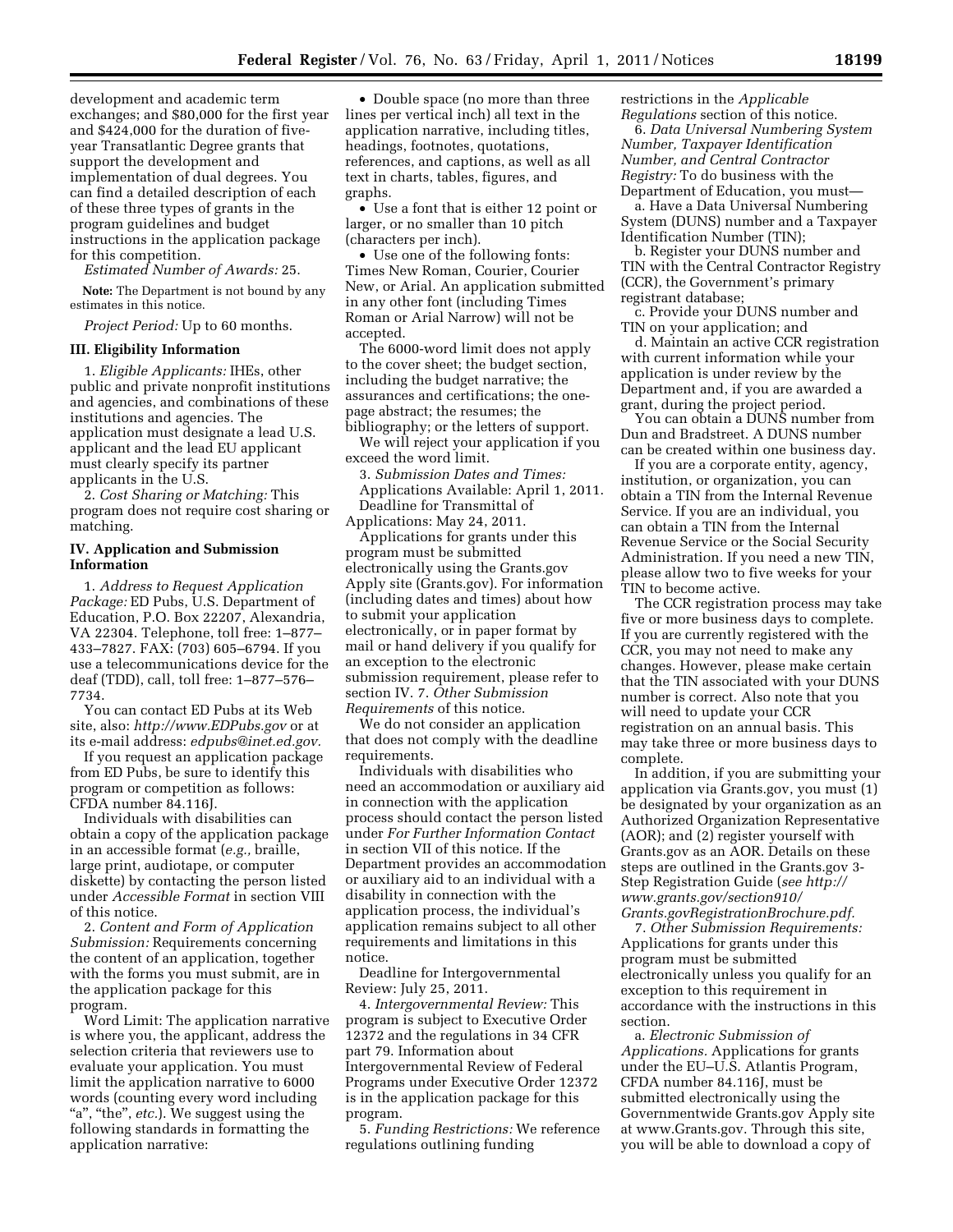development and academic term exchanges; and $80,000 for the first year and $424,000 for the duration of five-year Transatlantic Degree grants that support the development and implementation of dual degrees. You can find a detailed description of each of these three types of grants in the program guidelines and budget instructions in the application package for this competition.

*Estimated Number of Awards:* 25.

**Note:** The Department is not bound by any estimates in this notice.

*Project Period:* Up to 60 months.

### III. Eligibility Information

1. *Eligible Applicants:* IHEs, other public and private nonprofit institutions and agencies, and combinations of these institutions and agencies. The application must designate a lead U.S. applicant and the lead EU applicant must clearly specify its partner applicants in the U.S.

2. *Cost Sharing or Matching:* This program does not require cost sharing or matching.

### IV. Application and Submission Information

1. *Address to Request Application Package:* ED Pubs, U.S. Department of Education, P.O. Box 22207, Alexandria, VA 22304. Telephone, toll free: 1–877–433–7827. FAX: (703) 605–6794. If you use a telecommunications device for the deaf (TDD), call, toll free: 1–877–576–7734.

You can contact ED Pubs at its Web site, also: *http://www.EDPubs.gov* or at its e-mail address: *edpubs@inet.ed.gov.*

If you request an application package from ED Pubs, be sure to identify this program or competition as follows: CFDA number 84.116J.

Individuals with disabilities can obtain a copy of the application package in an accessible format (*e.g.,* braille, large print, audiotape, or computer diskette) by contacting the person listed under *Accessible Format* in section VIII of this notice.

2. *Content and Form of Application Submission:* Requirements concerning the content of an application, together with the forms you must submit, are in the application package for this program.

Word Limit: The application narrative is where you, the applicant, address the selection criteria that reviewers use to evaluate your application. You must limit the application narrative to 6000 words (counting every word including "a", "the", *etc.*). We suggest using the following standards in formatting the application narrative:

- Double space (no more than three lines per vertical inch) all text in the application narrative, including titles, headings, footnotes, quotations, references, and captions, as well as all text in charts, tables, figures, and graphs.
- Use a font that is either 12 point or larger, or no smaller than 10 pitch (characters per inch).
- Use one of the following fonts: Times New Roman, Courier, Courier New, or Arial. An application submitted in any other font (including Times Roman or Arial Narrow) will not be accepted.

The 6000-word limit does not apply to the cover sheet; the budget section, including the budget narrative; the assurances and certifications; the one-page abstract; the resumes; the bibliography; or the letters of support.

We will reject your application if you exceed the word limit.

3. *Submission Dates and Times:*

Applications Available: April 1, 2011.

Deadline for Transmittal of Applications: May 24, 2011.

Applications for grants under this program must be submitted electronically using the Grants.gov Apply site (Grants.gov). For information (including dates and times) about how to submit your application electronically, or in paper format by mail or hand delivery if you qualify for an exception to the electronic submission requirement, please refer to section IV. 7. *Other Submission Requirements* of this notice.

We do not consider an application that does not comply with the deadline requirements.

Individuals with disabilities who need an accommodation or auxiliary aid in connection with the application process should contact the person listed under *For Further Information Contact* in section VII of this notice. If the Department provides an accommodation or auxiliary aid to an individual with a disability in connection with the application process, the individual's application remains subject to all other requirements and limitations in this notice.

Deadline for Intergovernmental Review: July 25, 2011.

4. *Intergovernmental Review:* This program is subject to Executive Order 12372 and the regulations in 34 CFR part 79. Information about Intergovernmental Review of Federal Programs under Executive Order 12372 is in the application package for this program.

5. *Funding Restrictions:* We reference regulations outlining funding restrictions in the *Applicable Regulations* section of this notice.

6. *Data Universal Numbering System Number, Taxpayer Identification Number, and Central Contractor Registry:* To do business with the Department of Education, you must—

a. Have a Data Universal Numbering System (DUNS) number and a Taxpayer Identification Number (TIN);

b. Register your DUNS number and TIN with the Central Contractor Registry (CCR), the Government's primary registrant database;

c. Provide your DUNS number and TIN on your application; and

d. Maintain an active CCR registration with current information while your application is under review by the Department and, if you are awarded a grant, during the project period.

You can obtain a DUNS number from Dun and Bradstreet. A DUNS number can be created within one business day.

If you are a corporate entity, agency, institution, or organization, you can obtain a TIN from the Internal Revenue Service. If you are an individual, you can obtain a TIN from the Internal Revenue Service or the Social Security Administration. If you need a new TIN, please allow two to five weeks for your TIN to become active.

The CCR registration process may take five or more business days to complete. If you are currently registered with the CCR, you may not need to make any changes. However, please make certain that the TIN associated with your DUNS number is correct. Also note that you will need to update your CCR registration on an annual basis. This may take three or more business days to complete.

In addition, if you are submitting your application via Grants.gov, you must (1) be designated by your organization as an Authorized Organization Representative (AOR); and (2) register yourself with Grants.gov as an AOR. Details on these steps are outlined in the Grants.gov 3-Step Registration Guide (*see http://www.grants.gov/section910/Grants.govRegistrationBrochure.pdf.*

7. *Other Submission Requirements:* Applications for grants under this program must be submitted electronically unless you qualify for an exception to this requirement in accordance with the instructions in this section.

a. *Electronic Submission of Applications.* Applications for grants under the EU–U.S. Atlantis Program, CFDA number 84.116J, must be submitted electronically using the Governmentwide Grants.gov Apply site at www.Grants.gov. Through this site, you will be able to download a copy of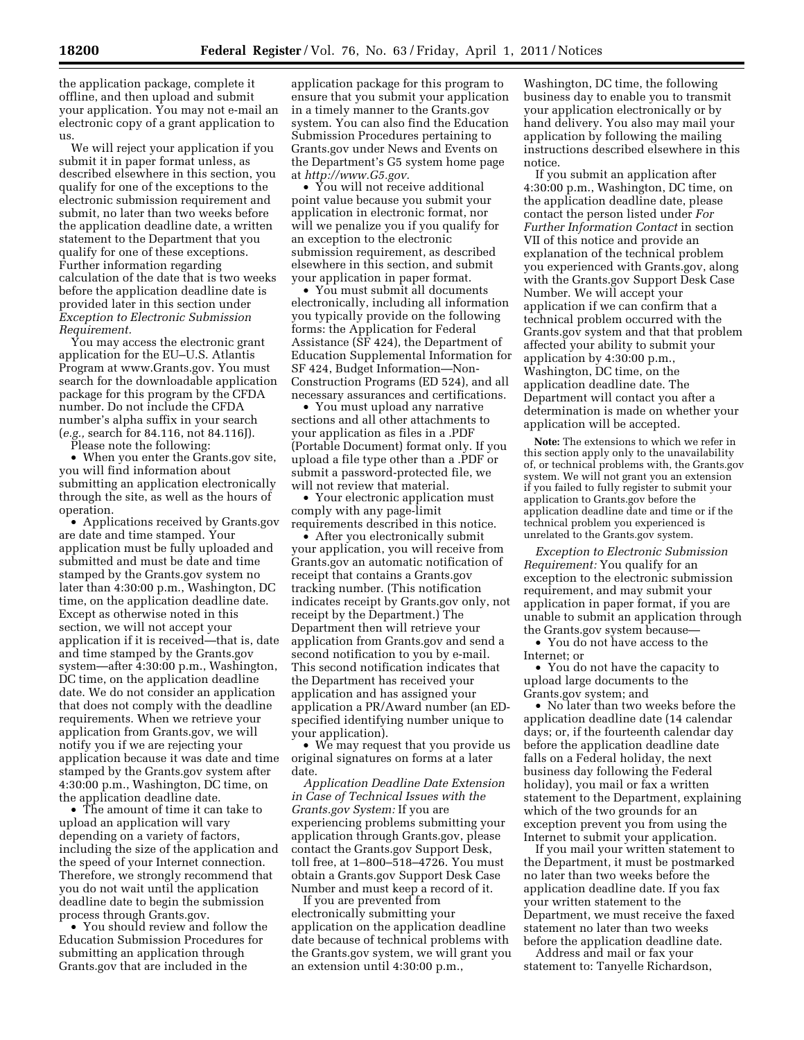the application package, complete it offline, and then upload and submit your application. You may not e-mail an electronic copy of a grant application to us.

We will reject your application if you submit it in paper format unless, as described elsewhere in this section, you qualify for one of the exceptions to the electronic submission requirement and submit, no later than two weeks before the application deadline date, a written statement to the Department that you qualify for one of these exceptions. Further information regarding calculation of the date that is two weeks before the application deadline date is provided later in this section under *Exception to Electronic Submission Requirement.*

You may access the electronic grant application for the EU–U.S. Atlantis Program at www.Grants.gov. You must search for the downloadable application package for this program by the CFDA number. Do not include the CFDA number's alpha suffix in your search (*e.g.,* search for 84.116, not 84.116J).

Please note the following:

- When you enter the Grants.gov site, you will find information about submitting an application electronically through the site, as well as the hours of operation.
- Applications received by Grants.gov are date and time stamped. Your application must be fully uploaded and submitted and must be date and time stamped by the Grants.gov system no later than 4:30:00 p.m., Washington, DC time, on the application deadline date. Except as otherwise noted in this section, we will not accept your application if it is received—that is, date and time stamped by the Grants.gov system—after 4:30:00 p.m., Washington, DC time, on the application deadline date. We do not consider an application that does not comply with the deadline requirements. When we retrieve your application from Grants.gov, we will notify you if we are rejecting your application because it was date and time stamped by the Grants.gov system after 4:30:00 p.m., Washington, DC time, on the application deadline date.
- The amount of time it can take to upload an application will vary depending on a variety of factors, including the size of the application and the speed of your Internet connection. Therefore, we strongly recommend that you do not wait until the application deadline date to begin the submission process through Grants.gov.
- You should review and follow the Education Submission Procedures for submitting an application through Grants.gov that are included in the application package for this program to ensure that you submit your application in a timely manner to the Grants.gov system. You can also find the Education Submission Procedures pertaining to Grants.gov under News and Events on the Department's G5 system home page at *http://www.G5.gov.*
- You will not receive additional point value because you submit your application in electronic format, nor will we penalize you if you qualify for an exception to the electronic submission requirement, as described elsewhere in this section, and submit your application in paper format.
- You must submit all documents electronically, including all information you typically provide on the following forms: the Application for Federal Assistance (SF 424), the Department of Education Supplemental Information for SF 424, Budget Information—Non-Construction Programs (ED 524), and all necessary assurances and certifications.
- You must upload any narrative sections and all other attachments to your application as files in a .PDF (Portable Document) format only. If you upload a file type other than a .PDF or submit a password-protected file, we will not review that material.
- Your electronic application must comply with any page-limit requirements described in this notice.
- After you electronically submit your application, you will receive from Grants.gov an automatic notification of receipt that contains a Grants.gov tracking number. (This notification indicates receipt by Grants.gov only, not receipt by the Department.) The Department then will retrieve your application from Grants.gov and send a second notification to you by e-mail. This second notification indicates that the Department has received your application and has assigned your application a PR/Award number (an ED-specified identifying number unique to your application).
- We may request that you provide us original signatures on forms at a later date.

*Application Deadline Date Extension in Case of Technical Issues with the Grants.gov System:* If you are experiencing problems submitting your application through Grants.gov, please contact the Grants.gov Support Desk, toll free, at 1–800–518–4726. You must obtain a Grants.gov Support Desk Case Number and must keep a record of it.

If you are prevented from electronically submitting your application on the application deadline date because of technical problems with the Grants.gov system, we will grant you an extension until 4:30:00 p.m., Washington, DC time, the following business day to enable you to transmit your application electronically or by hand delivery. You also may mail your application by following the mailing instructions described elsewhere in this notice.

If you submit an application after 4:30:00 p.m., Washington, DC time, on the application deadline date, please contact the person listed under *For Further Information Contact* in section VII of this notice and provide an explanation of the technical problem you experienced with Grants.gov, along with the Grants.gov Support Desk Case Number. We will accept your application if we can confirm that a technical problem occurred with the Grants.gov system and that that problem affected your ability to submit your application by 4:30:00 p.m., Washington, DC time, on the application deadline date. The Department will contact you after a determination is made on whether your application will be accepted.

**Note:** The extensions to which we refer in this section apply only to the unavailability of, or technical problems with, the Grants.gov system. We will not grant you an extension if you failed to fully register to submit your application to Grants.gov before the application deadline date and time or if the technical problem you experienced is unrelated to the Grants.gov system.

*Exception to Electronic Submission Requirement:* You qualify for an exception to the electronic submission requirement, and may submit your application in paper format, if you are unable to submit an application through the Grants.gov system because—

- You do not have access to the Internet; or
- You do not have the capacity to upload large documents to the Grants.gov system; and
- No later than two weeks before the application deadline date (14 calendar days; or, if the fourteenth calendar day before the application deadline date falls on a Federal holiday, the next business day following the Federal holiday), you mail or fax a written statement to the Department, explaining which of the two grounds for an exception prevent you from using the Internet to submit your application.

If you mail your written statement to the Department, it must be postmarked no later than two weeks before the application deadline date. If you fax your written statement to the Department, we must receive the faxed statement no later than two weeks before the application deadline date.

Address and mail or fax your statement to: Tanyelle Richardson,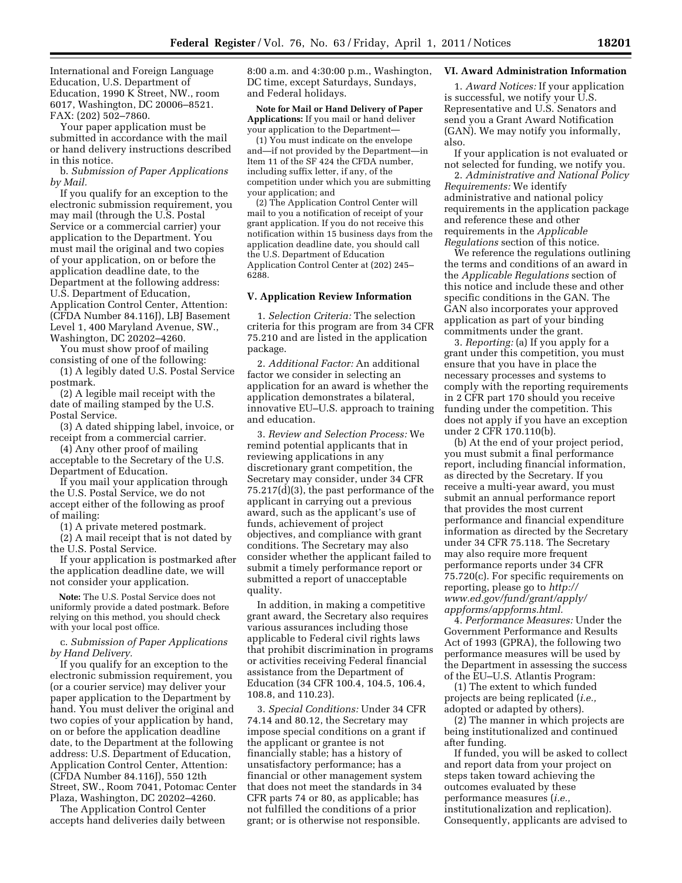International and Foreign Language Education, U.S. Department of Education, 1990 K Street, NW., room 6017, Washington, DC 20006–8521. FAX: (202) 502–7860.

Your paper application must be submitted in accordance with the mail or hand delivery instructions described in this notice.

b. *Submission of Paper Applications by Mail.*

If you qualify for an exception to the electronic submission requirement, you may mail (through the U.S. Postal Service or a commercial carrier) your application to the Department. You must mail the original and two copies of your application, on or before the application deadline date, to the Department at the following address: U.S. Department of Education, Application Control Center, Attention: (CFDA Number 84.116J), LBJ Basement Level 1, 400 Maryland Avenue, SW., Washington, DC 20202–4260.

You must show proof of mailing consisting of one of the following:

(1) A legibly dated U.S. Postal Service postmark.

(2) A legible mail receipt with the date of mailing stamped by the U.S. Postal Service.

(3) A dated shipping label, invoice, or receipt from a commercial carrier.

(4) Any other proof of mailing acceptable to the Secretary of the U.S. Department of Education.

If you mail your application through the U.S. Postal Service, we do not accept either of the following as proof of mailing:

(1) A private metered postmark.

(2) A mail receipt that is not dated by the U.S. Postal Service.

If your application is postmarked after the application deadline date, we will not consider your application.

**Note:** The U.S. Postal Service does not uniformly provide a dated postmark. Before relying on this method, you should check with your local post office.

c. *Submission of Paper Applications by Hand Delivery.*

If you qualify for an exception to the electronic submission requirement, you (or a courier service) may deliver your paper application to the Department by hand. You must deliver the original and two copies of your application by hand, on or before the application deadline date, to the Department at the following address: U.S. Department of Education, Application Control Center, Attention: (CFDA Number 84.116J), 550 12th Street, SW., Room 7041, Potomac Center Plaza, Washington, DC 20202–4260.

The Application Control Center accepts hand deliveries daily between 8:00 a.m. and 4:30:00 p.m., Washington, DC time, except Saturdays, Sundays, and Federal holidays.

**Note for Mail or Hand Delivery of Paper Applications:** If you mail or hand deliver your application to the Department—

(1) You must indicate on the envelope and—if not provided by the Department—in Item 11 of the SF 424 the CFDA number, including suffix letter, if any, of the competition under which you are submitting your application; and

(2) The Application Control Center will mail to you a notification of receipt of your grant application. If you do not receive this notification within 15 business days from the application deadline date, you should call the U.S. Department of Education Application Control Center at (202) 245–6288.

## V. Application Review Information

1. *Selection Criteria:* The selection criteria for this program are from 34 CFR 75.210 and are listed in the application package.

2. *Additional Factor:* An additional factor we consider in selecting an application for an award is whether the application demonstrates a bilateral, innovative EU–U.S. approach to training and education.

3. *Review and Selection Process:* We remind potential applicants that in reviewing applications in any discretionary grant competition, the Secretary may consider, under 34 CFR 75.217(d)(3), the past performance of the applicant in carrying out a previous award, such as the applicant's use of funds, achievement of project objectives, and compliance with grant conditions. The Secretary may also consider whether the applicant failed to submit a timely performance report or submitted a report of unacceptable quality.

In addition, in making a competitive grant award, the Secretary also requires various assurances including those applicable to Federal civil rights laws that prohibit discrimination in programs or activities receiving Federal financial assistance from the Department of Education (34 CFR 100.4, 104.5, 106.4, 108.8, and 110.23).

3. *Special Conditions:* Under 34 CFR 74.14 and 80.12, the Secretary may impose special conditions on a grant if the applicant or grantee is not financially stable; has a history of unsatisfactory performance; has a financial or other management system that does not meet the standards in 34 CFR parts 74 or 80, as applicable; has not fulfilled the conditions of a prior grant; or is otherwise not responsible.

## VI. Award Administration Information

1. *Award Notices:* If your application is successful, we notify your U.S. Representative and U.S. Senators and send you a Grant Award Notification (GAN). We may notify you informally, also.

If your application is not evaluated or not selected for funding, we notify you.

2. *Administrative and National Policy Requirements:* We identify administrative and national policy requirements in the application package and reference these and other requirements in the *Applicable Regulations* section of this notice.

We reference the regulations outlining the terms and conditions of an award in the *Applicable Regulations* section of this notice and include these and other specific conditions in the GAN. The GAN also incorporates your approved application as part of your binding commitments under the grant.

3. *Reporting:* (a) If you apply for a grant under this competition, you must ensure that you have in place the necessary processes and systems to comply with the reporting requirements in 2 CFR part 170 should you receive funding under the competition. This does not apply if you have an exception under 2 CFR 170.110(b).

(b) At the end of your project period, you must submit a final performance report, including financial information, as directed by the Secretary. If you receive a multi-year award, you must submit an annual performance report that provides the most current performance and financial expenditure information as directed by the Secretary under 34 CFR 75.118. The Secretary may also require more frequent performance reports under 34 CFR 75.720(c). For specific requirements on reporting, please go to *http://www.ed.gov/fund/grant/apply/appforms/appforms.html.*

4. *Performance Measures:* Under the Government Performance and Results Act of 1993 (GPRA), the following two performance measures will be used by the Department in assessing the success of the EU–U.S. Atlantis Program:

(1) The extent to which funded projects are being replicated (*i.e.,* adopted or adapted by others).

(2) The manner in which projects are being institutionalized and continued after funding.

If funded, you will be asked to collect and report data from your project on steps taken toward achieving the outcomes evaluated by these performance measures (*i.e.,* institutionalization and replication). Consequently, applicants are advised to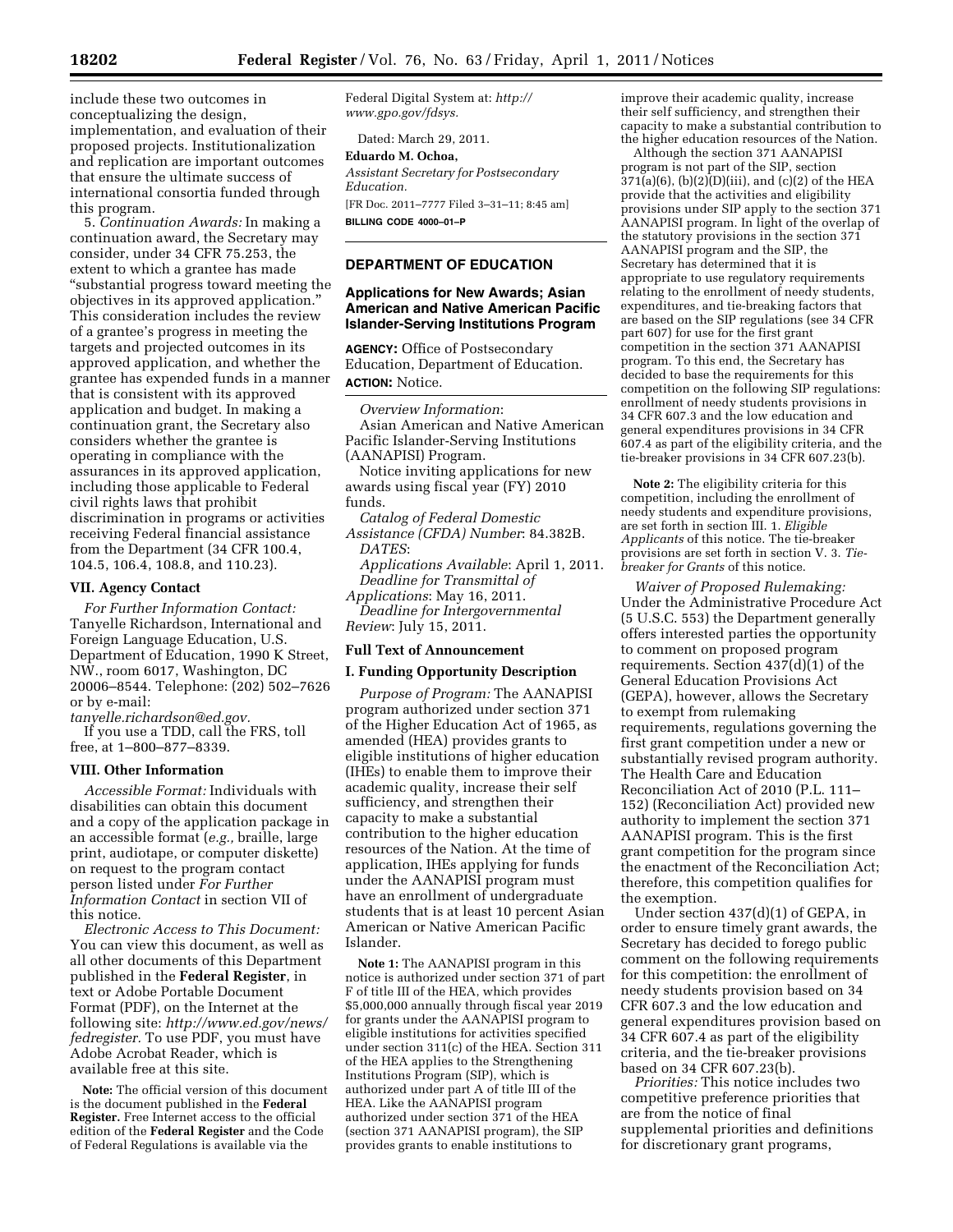include these two outcomes in conceptualizing the design, implementation, and evaluation of their proposed projects. Institutionalization and replication are important outcomes that ensure the ultimate success of international consortia funded through this program.

5. *Continuation Awards:* In making a continuation award, the Secretary may consider, under 34 CFR 75.253, the extent to which a grantee has made "substantial progress toward meeting the objectives in its approved application." This consideration includes the review of a grantee's progress in meeting the targets and projected outcomes in its approved application, and whether the grantee has expended funds in a manner that is consistent with its approved application and budget. In making a continuation grant, the Secretary also considers whether the grantee is operating in compliance with the assurances in its approved application, including those applicable to Federal civil rights laws that prohibit discrimination in programs or activities receiving Federal financial assistance from the Department (34 CFR 100.4, 104.5, 106.4, 108.8, and 110.23).

### VII. Agency Contact

*For Further Information Contact:* Tanyelle Richardson, International and Foreign Language Education, U.S. Department of Education, 1990 K Street, NW., room 6017, Washington, DC 20006–8544. Telephone: (202) 502–7626 or by e-mail: *tanyelle.richardson@ed.gov.*

If you use a TDD, call the FRS, toll free, at 1–800–877–8339.

### VIII. Other Information

*Accessible Format:* Individuals with disabilities can obtain this document and a copy of the application package in an accessible format (*e.g.,* braille, large print, audiotape, or computer diskette) on request to the program contact person listed under *For Further Information Contact* in section VII of this notice.

*Electronic Access to This Document:* You can view this document, as well as all other documents of this Department published in the **Federal Register**, in text or Adobe Portable Document Format (PDF), on the Internet at the following site: *http://www.ed.gov/news/fedregister.* To use PDF, you must have Adobe Acrobat Reader, which is available free at this site.

**Note:** The official version of this document is the document published in the **Federal Register.** Free Internet access to the official edition of the **Federal Register** and the Code of Federal Regulations is available via the Federal Digital System at: *http://www.gpo.gov/fdsys.*

Dated: March 29, 2011.

**Eduardo M. Ochoa,**

*Assistant Secretary for Postsecondary Education.*

[FR Doc. 2011–7777 Filed 3–31–11; 8:45 am]

**BILLING CODE 4000–01–P**

## DEPARTMENT OF EDUCATION

### Applications for New Awards; Asian American and Native American Pacific Islander-Serving Institutions Program

**AGENCY:** Office of Postsecondary Education, Department of Education.

**ACTION:** Notice.

*Overview Information*:

Asian American and Native American Pacific Islander-Serving Institutions (AANAPISI) Program.

Notice inviting applications for new awards using fiscal year (FY) 2010 funds.

*Catalog of Federal Domestic Assistance (CFDA) Number*: 84.382B.

*DATES*:

*Applications Available*: April 1, 2011.

*Deadline for Transmittal of Applications*: May 16, 2011.

*Deadline for Intergovernmental Review*: July 15, 2011.

### Full Text of Announcement

### I. Funding Opportunity Description

*Purpose of Program:* The AANAPISI program authorized under section 371 of the Higher Education Act of 1965, as amended (HEA) provides grants to eligible institutions of higher education (IHEs) to enable them to improve their academic quality, increase their self sufficiency, and strengthen their capacity to make a substantial contribution to the higher education resources of the Nation. At the time of application, IHEs applying for funds under the AANAPISI program must have an enrollment of undergraduate students that is at least 10 percent Asian American or Native American Pacific Islander.

**Note 1:** The AANAPISI program in this notice is authorized under section 371 of part F of title III of the HEA, which provides $5,000,000 annually through fiscal year 2019 for grants under the AANAPISI program to eligible institutions for activities specified under section 311(c) of the HEA. Section 311 of the HEA applies to the Strengthening Institutions Program (SIP), which is authorized under part A of title III of the HEA. Like the AANAPISI program authorized under section 371 of the HEA (section 371 AANAPISI program), the SIP provides grants to enable institutions to improve their academic quality, increase their self sufficiency, and strengthen their capacity to make a substantial contribution to the higher education resources of the Nation.

Although the section 371 AANAPISI program is not part of the SIP, section 371(a)(6), (b)(2)(D)(iii), and (c)(2) of the HEA provide that the activities and eligibility provisions under SIP apply to the section 371 AANAPISI program. In light of the overlap of the statutory provisions in the section 371 AANAPISI program and the SIP, the Secretary has determined that it is appropriate to use regulatory requirements relating to the enrollment of needy students, expenditures, and tie-breaking factors that are based on the SIP regulations (see 34 CFR part 607) for use for the first grant competition in the section 371 AANAPISI program. To this end, the Secretary has decided to base the requirements for this competition on the following SIP regulations: enrollment of needy students provisions in 34 CFR 607.3 and the low education and general expenditures provisions in 34 CFR 607.4 as part of the eligibility criteria, and the tie-breaker provisions in 34 CFR 607.23(b).

**Note 2:** The eligibility criteria for this competition, including the enrollment of needy students and expenditure provisions, are set forth in section III. 1. *Eligible Applicants* of this notice. The tie-breaker provisions are set forth in section V. 3. *Tie-breaker for Grants* of this notice.

*Waiver of Proposed Rulemaking:* Under the Administrative Procedure Act (5 U.S.C. 553) the Department generally offers interested parties the opportunity to comment on proposed program requirements. Section 437(d)(1) of the General Education Provisions Act (GEPA), however, allows the Secretary to exempt from rulemaking requirements, regulations governing the first grant competition under a new or substantially revised program authority. The Health Care and Education Reconciliation Act of 2010 (P.L. 111–152) (Reconciliation Act) provided new authority to implement the section 371 AANAPISI program. This is the first grant competition for the program since the enactment of the Reconciliation Act; therefore, this competition qualifies for the exemption.

Under section 437(d)(1) of GEPA, in order to ensure timely grant awards, the Secretary has decided to forego public comment on the following requirements for this competition: the enrollment of needy students provision based on 34 CFR 607.3 and the low education and general expenditures provision based on 34 CFR 607.4 as part of the eligibility criteria, and the tie-breaker provisions based on 34 CFR 607.23(b).

*Priorities:* This notice includes two competitive preference priorities that are from the notice of final supplemental priorities and definitions for discretionary grant programs,